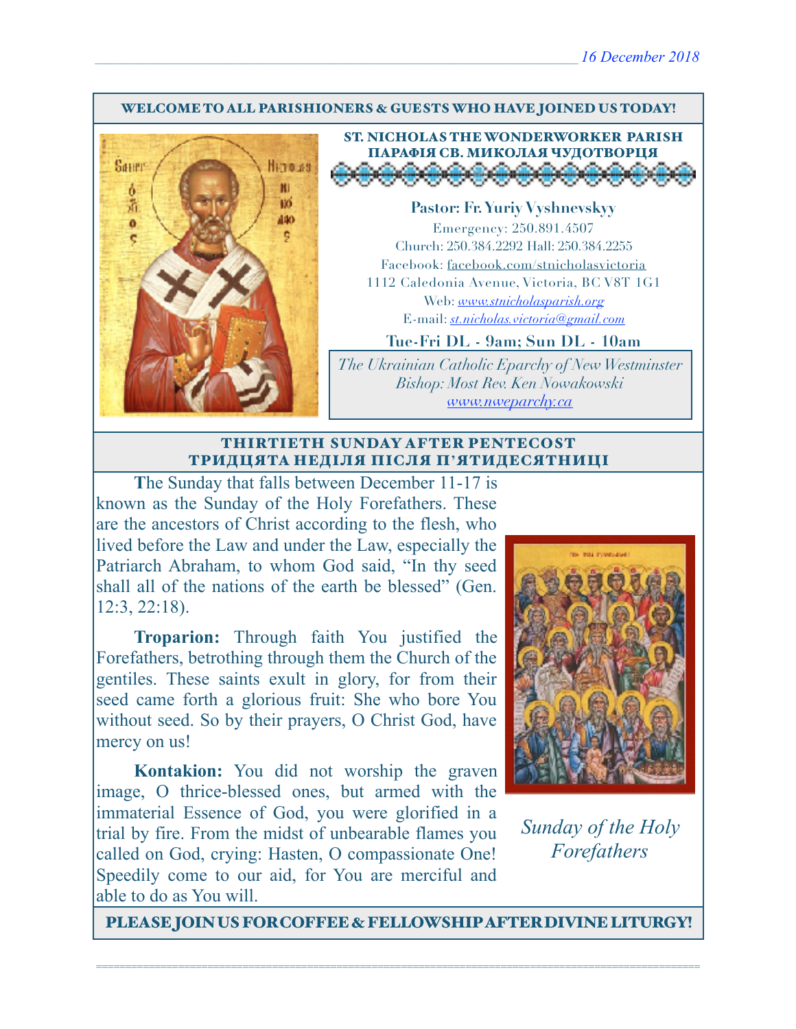16 December 2018

**WELCOME TO ALL PARISHIONERS & GUESTS WHO HAVE JOINED US TODAY!**

## ST. NICHOLAS THE WONDERWORKER PARISH
## ПАРАФІЯ СВ. МИКОЛАЯ ЧУДОТВОРЦЯ

**Pastor: Fr. Yuriy Vyshnevskyy**

Emergency: 250.891.4507

Church: 250.384.2292 Hall: 250.384.2255

Facebook: facebook.com/stnicholasvictoria

1112 Caledonia Avenue, Victoria, BC V8T 1G1

Web: *www.stnicholasparish.org*

E-mail: *st.nicholas.victoria@gmail.com*

**Tue-Fri DL - 9am; Sun DL - 10am**

*The Ukrainian Catholic Eparchy of New Westminster*
*Bishop: Most Rev. Ken Nowakowski*
*www.nweparchy.ca*

## THIRTIETH SUNDAY AFTER PENTECOST
## ТРИДЦЯТА НЕДІЛЯ ПІСЛЯ П'ЯТИДЕСЯТНИЦІ

**T**he Sunday that falls between December 11-17 is known as the Sunday of the Holy Forefathers. These are the ancestors of Christ according to the flesh, who lived before the Law and under the Law, especially the Patriarch Abraham, to whom God said, "In thy seed shall all of the nations of the earth be blessed" (Gen. 12:3, 22:18).

**Troparion:** Through faith You justified the Forefathers, betrothing through them the Church of the gentiles. These saints exult in glory, for from their seed came forth a glorious fruit: She who bore You without seed. So by their prayers, O Christ God, have mercy on us!

**Kontakion:** You did not worship the graven image, O thrice-blessed ones, but armed with the immaterial Essence of God, you were glorified in a trial by fire. From the midst of unbearable flames you called on God, crying: Hasten, O compassionate One! Speedily come to our aid, for You are merciful and able to do as You will.

*Sunday of the Holy Forefathers*

**PLEASE JOIN US FOR COFFEE & FELLOWSHIP AFTER DIVINE LITURGY!**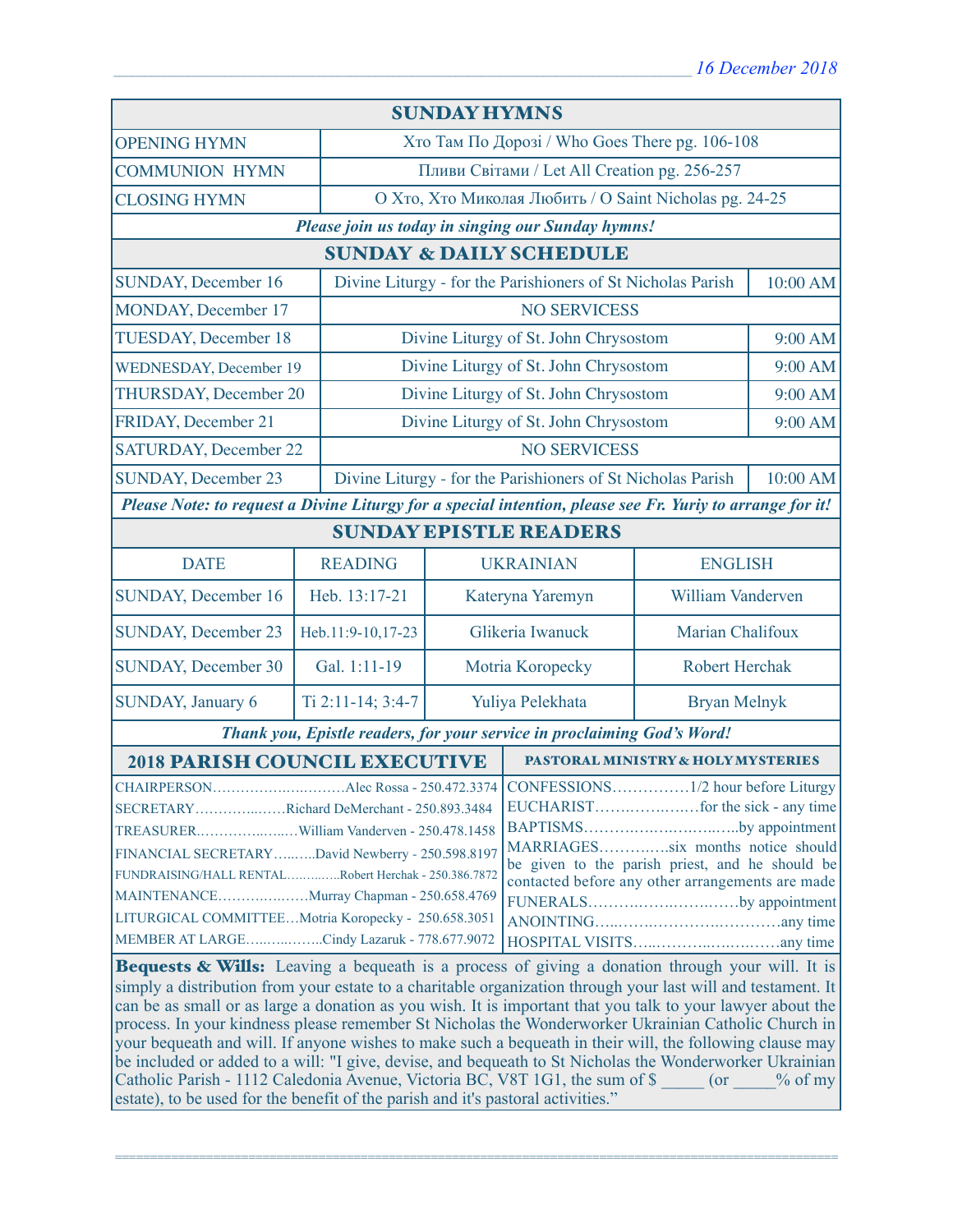16 December 2018

## SUNDAY HYMNS

| | |
|---|---|
| OPENING HYMN | Хто Там По Дорозі / Who Goes There pg. 106-108 |
| COMMUNION HYMN | Пливи Світами / Let All Creation pg. 256-257 |
| CLOSING HYMN | О Хто, Хто Миколая Любить / O Saint Nicholas pg. 24-25 |

*Please join us today in singing our Sunday hymns!*

## SUNDAY & DAILY SCHEDULE

| | | |
|---|---|---|
| SUNDAY, December 16 | Divine Liturgy - for the Parishioners of St Nicholas Parish | 10:00 AM |
| MONDAY, December 17 | NO SERVICESS | |
| TUESDAY, December 18 | Divine Liturgy of St. John Chrysostom | 9:00 AM |
| WEDNESDAY, December 19 | Divine Liturgy of St. John Chrysostom | 9:00 AM |
| THURSDAY, December 20 | Divine Liturgy of St. John Chrysostom | 9:00 AM |
| FRIDAY, December 21 | Divine Liturgy of St. John Chrysostom | 9:00 AM |
| SATURDAY, December 22 | NO SERVICESS | |
| SUNDAY, December 23 | Divine Liturgy - for the Parishioners of St Nicholas Parish | 10:00 AM |

*Please Note: to request a Divine Liturgy for a special intention, please see Fr. Yuriy to arrange for it!*

## SUNDAY EPISTLE READERS

| DATE | READING | UKRAINIAN | ENGLISH |
|---|---|---|---|
| SUNDAY, December 16 | Heb. 13:17-21 | Kateryna Yaremyn | William Vanderven |
| SUNDAY, December 23 | Heb.11:9-10,17-23 | Glikeria Iwanuck | Marian Chalifoux |
| SUNDAY, December 30 | Gal. 1:11-19 | Motria Koropecky | Robert Herchak |
| SUNDAY, January 6 | Ti 2:11-14; 3:4-7 | Yuliya Pelekhata | Bryan Melnyk |

*Thank you, Epistle readers, for your service in proclaiming God's Word!*

## 2018 PARISH COUNCIL EXECUTIVE

CHAIRPERSON……………………Alec Rossa - 250.472.3374
SECRETARY……………Richard DeMerchant - 250.893.3484
TREASURER………………William Vanderven - 250.478.1458
FINANCIAL SECRETARY……..David Newberry - 250.598.8197
FUNDRAISING/HALL RENTAL…………Robert Herchak - 250.386.7872
MAINTENANCE………………Murray Chapman - 250.658.4769
LITURGICAL COMMITTEE…Motria Koropecky - 250.658.3051
MEMBER AT LARGE……………Cindy Lazaruk - 778.677.9072

## PASTORAL MINISTRY & HOLY MYSTERIES

CONFESSIONS……………1/2 hour before Liturgy
EUCHARIST………………for the sick - any time
BAPTISMS…………………………by appointment
MARRIAGES…………six months notice should be given to the parish priest, and he should be contacted before any other arrangements are made
FUNERALS…………………………by appointment
ANOINTING……………………………any time
HOSPITAL VISITS…………………………any time

**Bequests & Wills:** Leaving a bequeath is a process of giving a donation through your will. It is simply a distribution from your estate to a charitable organization through your last will and testament. It can be as small or as large a donation as you wish. It is important that you talk to your lawyer about the process. In your kindness please remember St Nicholas the Wonderworker Ukrainian Catholic Church in your bequeath and will. If anyone wishes to make such a bequeath in their will, the following clause may be included or added to a will: "I give, devise, and bequeath to St Nicholas the Wonderworker Ukrainian Catholic Parish - 1112 Caledonia Avenue, Victoria BC, V8T 1G1, the sum of $ _____ (or _____% of my estate), to be used for the benefit of the parish and it's pastoral activities."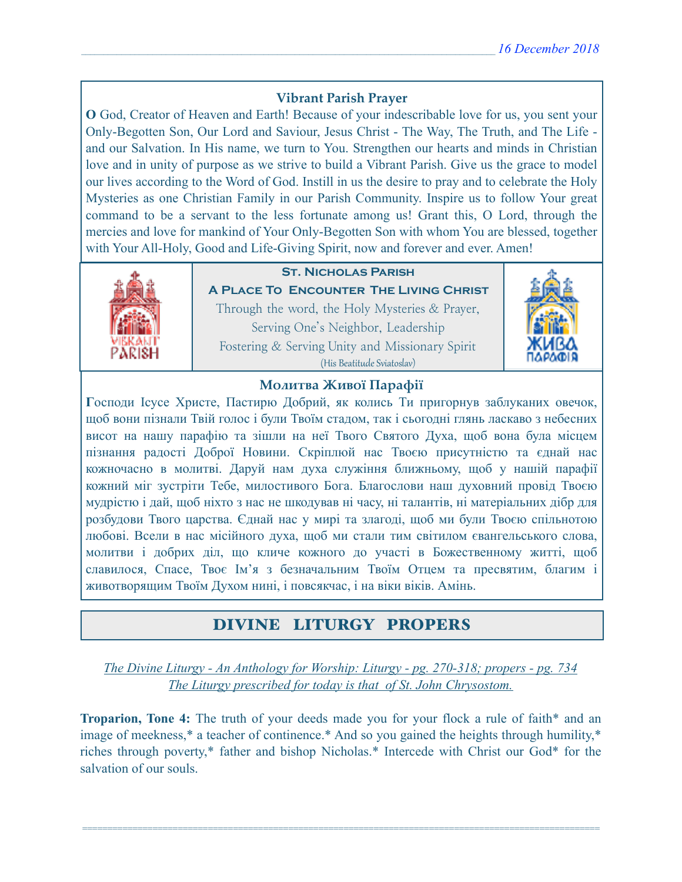### Vibrant Parish Prayer

**O** God, Creator of Heaven and Earth! Because of your indescribable love for us, you sent your Only-Begotten Son, Our Lord and Saviour, Jesus Christ - The Way, The Truth, and The Life - and our Salvation. In His name, we turn to You. Strengthen our hearts and minds in Christian love and in unity of purpose as we strive to build a Vibrant Parish. Give us the grace to model our lives according to the Word of God. Instill in us the desire to pray and to celebrate the Holy Mysteries as one Christian Family in our Parish Community. Inspire us to follow Your great command to be a servant to the less fortunate among us! Grant this, O Lord, through the mercies and love for mankind of Your Only-Begotten Son with whom You are blessed, together with Your All-Holy, Good and Life-Giving Spirit, now and forever and ever. Amen!

**St. Nicholas Parish**

**A Place To Encounter The Living Christ**

Through the word, the Holy Mysteries & Prayer,
Serving One's Neighbor, Leadership
Fostering & Serving Unity and Missionary Spirit
(His Beatitude Sviatoslav)

### Молитва Живої Парафії

**Г**осподи Ісусе Христе, Пастирю Добрий, як колись Ти пригорнув заблуканих овечок, щоб вони пізнали Твій голос і були Твоїм стадом, так і сьогодні глянь ласкаво з небесних висот на нашу парафію та зішли на неї Твого Святого Духа, щоб вона була місцем пізнання радості Доброї Новини. Скріплюй нас Твоєю присутністю та єднай нас кожночасно в молитві. Даруй нам духа служіння ближньому, щоб у нашій парафії кожний міг зустріти Тебе, милостивого Бога. Благослови наш духовний провід Твоєю мудрістю і дай, щоб ніхто з нас не шкодував ні часу, ні талантів, ні матеріальних дібр для розбудови Твого царства. Єднай нас у мирі та злагоді, щоб ми були Твоєю спільнотою любові. Всели в нас місійного духа, щоб ми стали тим світилом євангельського слова, молитви і добрих діл, що кличе кожного до участі в Божественному житті, щоб славилося, Спасе, Твоє Ім'я з безначальним Твоїм Отцем та пресвятим, благим і животворящим Твоїм Духом нині, і повсякчас, і на віки віків. Амінь.

## DIVINE LITURGY PROPERS

*The Divine Liturgy - An Anthology for Worship: Liturgy - pg. 270-318; propers - pg. 734*
*The Liturgy prescribed for today is that of St. John Chrysostom.*

**Troparion, Tone 4:** The truth of your deeds made you for your flock a rule of faith* and an image of meekness,* a teacher of continence.* And so you gained the heights through humility,* riches through poverty,* father and bishop Nicholas.* Intercede with Christ our God* for the salvation of our souls.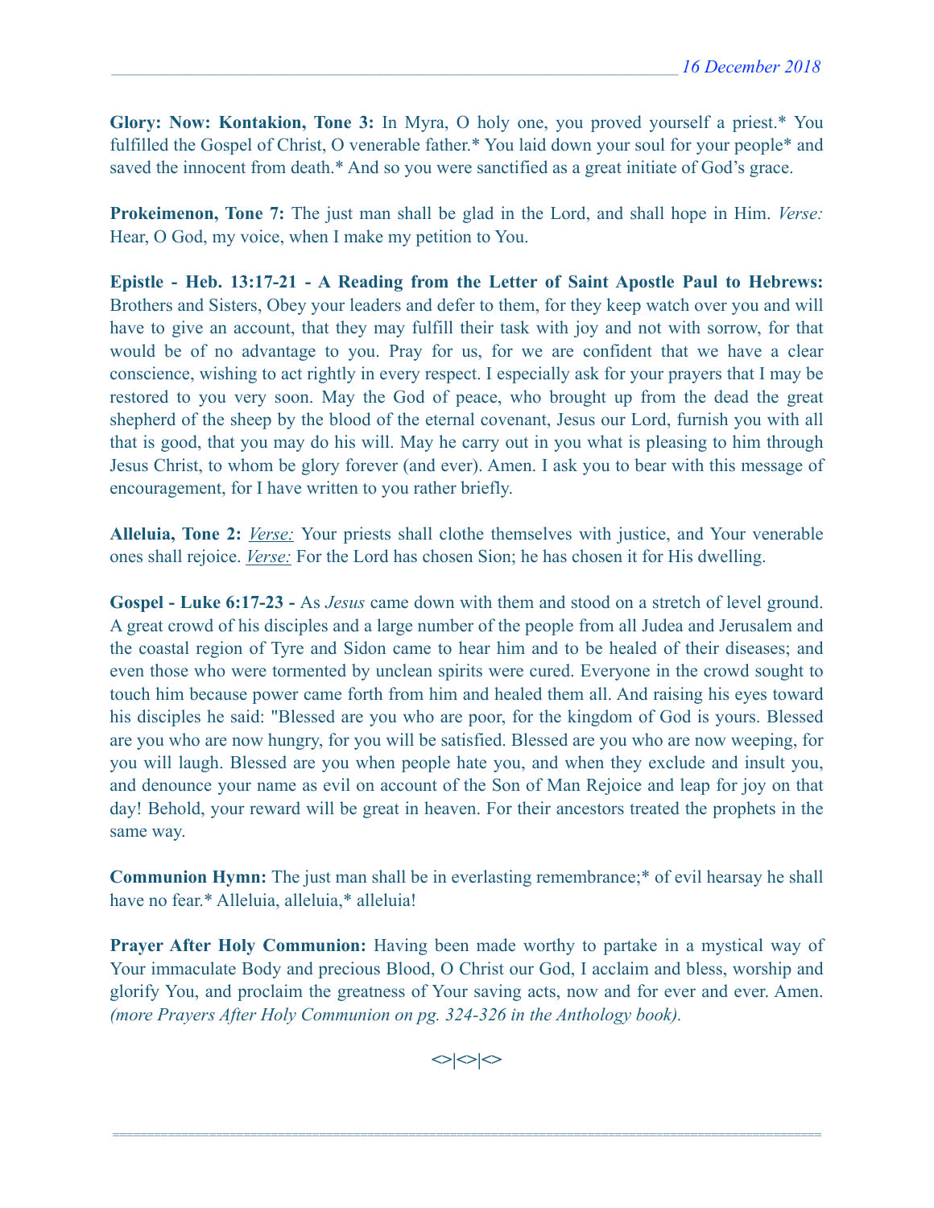**Glory: Now: Kontakion, Tone 3:** In Myra, O holy one, you proved yourself a priest.* You fulfilled the Gospel of Christ, O venerable father.* You laid down your soul for your people* and saved the innocent from death.* And so you were sanctified as a great initiate of God's grace.

**Prokeimenon, Tone 7:** The just man shall be glad in the Lord, and shall hope in Him. *Verse:* Hear, O God, my voice, when I make my petition to You.

**Epistle - Heb. 13:17-21 - A Reading from the Letter of Saint Apostle Paul to Hebrews:** Brothers and Sisters, Obey your leaders and defer to them, for they keep watch over you and will have to give an account, that they may fulfill their task with joy and not with sorrow, for that would be of no advantage to you. Pray for us, for we are confident that we have a clear conscience, wishing to act rightly in every respect. I especially ask for your prayers that I may be restored to you very soon. May the God of peace, who brought up from the dead the great shepherd of the sheep by the blood of the eternal covenant, Jesus our Lord, furnish you with all that is good, that you may do his will. May he carry out in you what is pleasing to him through Jesus Christ, to whom be glory forever (and ever). Amen. I ask you to bear with this message of encouragement, for I have written to you rather briefly.

**Alleluia, Tone 2:** *Verse:* Your priests shall clothe themselves with justice, and Your venerable ones shall rejoice. *Verse:* For the Lord has chosen Sion; he has chosen it for His dwelling.

**Gospel - Luke 6:17-23 -** As *Jesus* came down with them and stood on a stretch of level ground. A great crowd of his disciples and a large number of the people from all Judea and Jerusalem and the coastal region of Tyre and Sidon came to hear him and to be healed of their diseases; and even those who were tormented by unclean spirits were cured. Everyone in the crowd sought to touch him because power came forth from him and healed them all. And raising his eyes toward his disciples he said: "Blessed are you who are poor, for the kingdom of God is yours. Blessed are you who are now hungry, for you will be satisfied. Blessed are you who are now weeping, for you will laugh. Blessed are you when people hate you, and when they exclude and insult you, and denounce your name as evil on account of the Son of Man Rejoice and leap for joy on that day! Behold, your reward will be great in heaven. For their ancestors treated the prophets in the same way.

**Communion Hymn:** The just man shall be in everlasting remembrance;* of evil hearsay he shall have no fear.* Alleluia, alleluia,* alleluia!

**Prayer After Holy Communion:** Having been made worthy to partake in a mystical way of Your immaculate Body and precious Blood, O Christ our God, I acclaim and bless, worship and glorify You, and proclaim the greatness of Your saving acts, now and for ever and ever. Amen. *(more Prayers After Holy Communion on pg. 324-326 in the Anthology book).*

<>|<>|<>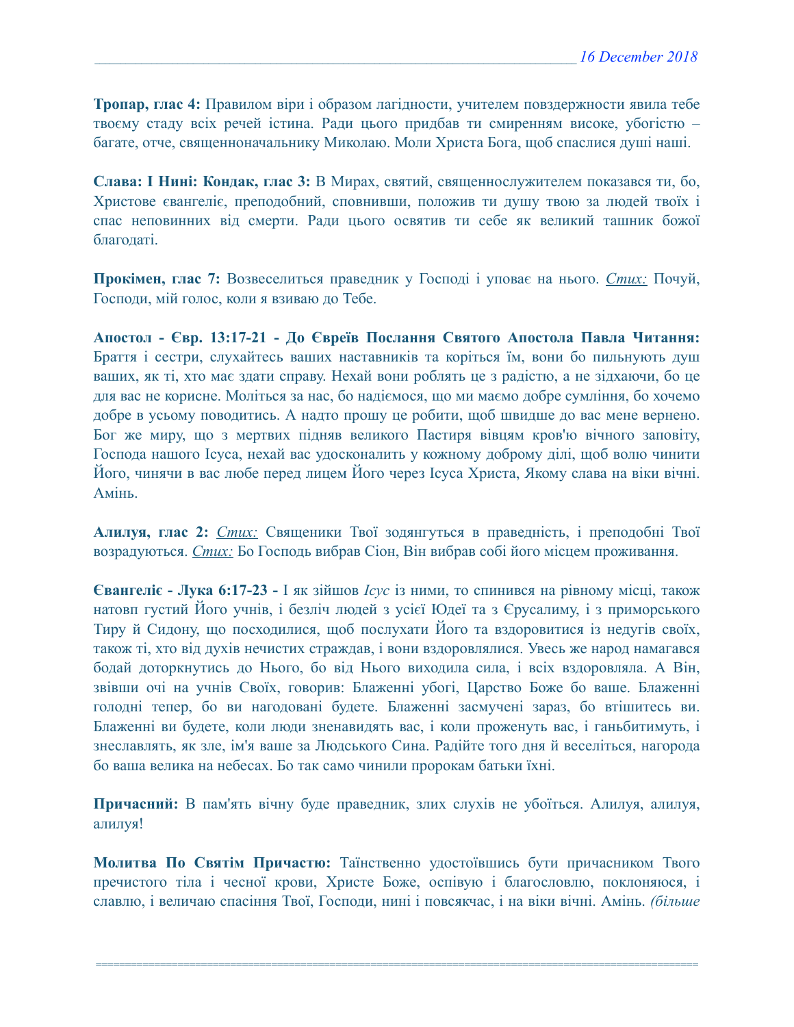**Тропар, глас 4:** Правилом віри і образом лагідности, учителем повздержности явила тебе твоєму стаду всіх речей істина. Ради цього придбав ти смиренням високе, убогістю – багате, отче, священноначальнику Миколаю. Моли Христа Бога, щоб спаслися душі наші.

**Слава: І Нині: Кондак, глас 3:** В Мирах, святий, священнослужителем показався ти, бо, Христове євангеліє, преподобний, сповнивши, положив ти душу твою за людей твоїх і спас неповинних від смерти. Ради цього освятив ти себе як великий ташник божої благодаті.

**Прокімен, глас 7:** Возвеселиться праведник у Господі і уповає на нього. *Стих:* Почуй, Господи, мій голос, коли я взиваю до Тебе.

**Апостол - Євр. 13:17-21 - До Євреїв Послання Святого Апостола Павла Читання:** Браття і сестри, слухайтесь ваших наставників та коріться їм, вони бо пильнують душ ваших, як ті, хто має здати справу. Нехай вони роблять це з радістю, а не зідхаючи, бо це для вас не корисне. Моліться за нас, бо надіємося, що ми маємо добре сумління, бо хочемо добре в усьому поводитись. А надто прошу це робити, щоб швидше до вас мене вернено. Бог же миру, що з мертвих підняв великого Пастиря вівцям кров'ю вічного заповіту, Господа нашого Ісуса, нехай вас удосконалить у кожному доброму ділі, щоб волю чинити Його, чинячи в вас любе перед лицем Його через Ісуса Христа, Якому слава на віки вічні. Амінь.

**Алилуя, глас 2:** *Стих:* Священики Твої зодягнуться в праведність, і преподобні Твої возрадуються. *Стих:* Бо Господь вибрав Сіон, Він вибрав собі його місцем проживання.

**Євангеліє - Лука 6:17-23 -** І як зійшов *Ісус* із ними, то спинився на рівному місці, також натовп густий Його учнів, і безліч людей з усієї Юдеї та з Єрусалиму, і з приморського Тиру й Сидону, що посходилися, щоб послухати Його та вздоровитися із недугів своїх, також ті, хто від духів нечистих страждав, і вони вздоровлялися. Увесь же народ намагався бодай доторкнутись до Нього, бо від Нього виходила сила, і всіх вздоровляла. А Він, звівши очі на учнів Своїх, говорив: Блаженні убогі, Царство Боже бо ваше. Блаженні голодні тепер, бо ви нагодовані будете. Блаженні засмучені зараз, бо втішитесь ви. Блаженні ви будете, коли люди зненавидять вас, і коли проженуть вас, і ганьбитимуть, і знеславлять, як зле, ім'я ваше за Людського Сина. Радійте того дня й веселіться, нагорода бо ваша велика на небесах. Бо так само чинили пророкам батьки їхні.

**Причасний:** В пам'ять вічну буде праведник, злих слухів не убоїться. Алилуя, алилуя, алилуя!

**Молитва По Святім Причастю:** Таїнственно удостоївшись бути причасником Твого пречистого тіла і чесної крови, Христе Боже, оспівую і благословлю, поклоняюся, і славлю, і величаю спасіння Твої, Господи, нині і повсякчас, і на віки вічні. Амінь. *(більше*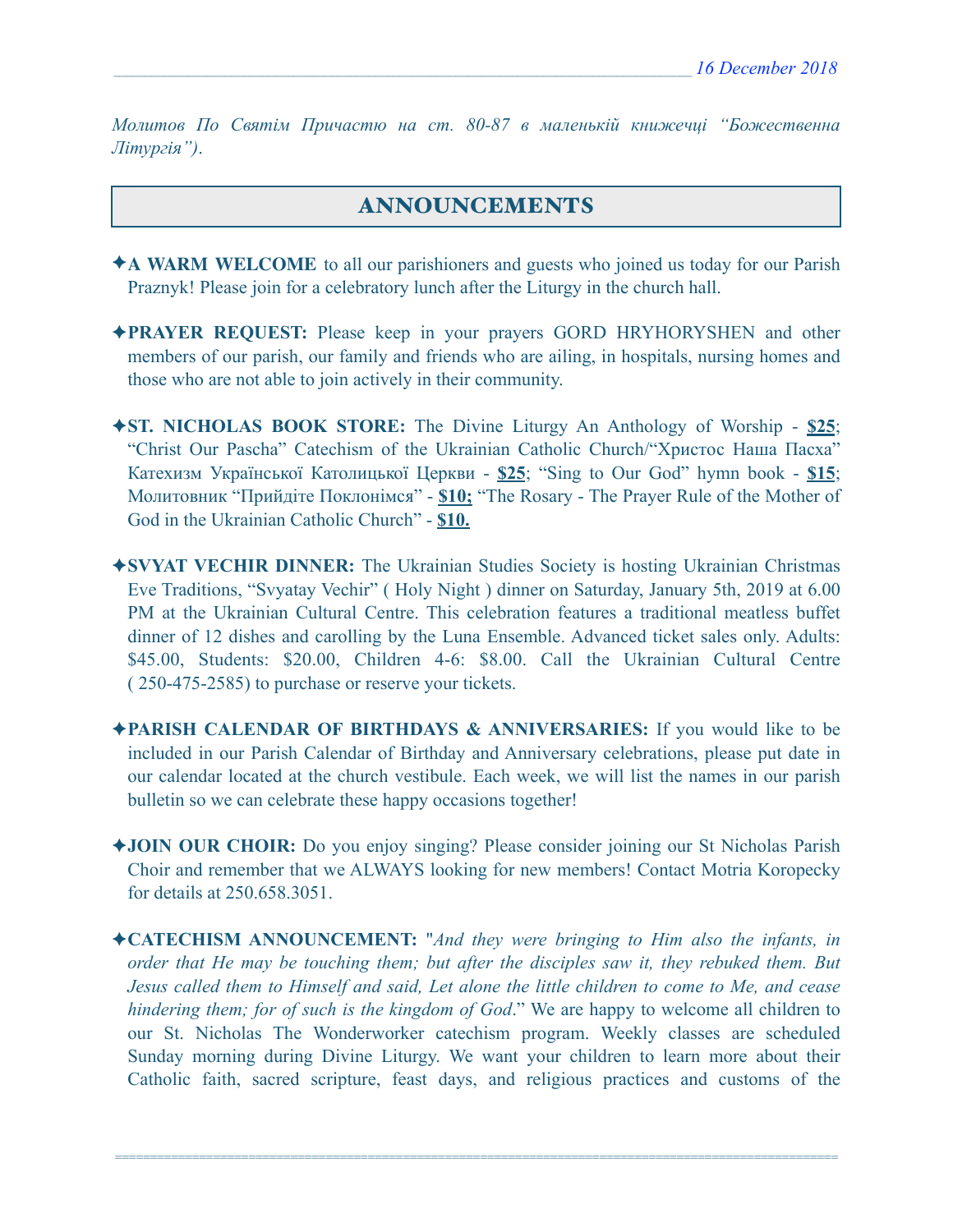*Молитов По Святім Причастю на ст. 80-87 в маленькій книжечці "Божественна Літургія").*

## ANNOUNCEMENTS

✦**A WARM WELCOME** to all our parishioners and guests who joined us today for our Parish Praznyk! Please join for a celebratory lunch after the Liturgy in the church hall.

✦**PRAYER REQUEST:** Please keep in your prayers GORD HRYHORYSHEN and other members of our parish, our family and friends who are ailing, in hospitals, nursing homes and those who are not able to join actively in their community.

✦**ST. NICHOLAS BOOK STORE:** The Divine Liturgy An Anthology of Worship - **$25**; "Christ Our Pascha" Catechism of the Ukrainian Catholic Church/"Христос Наша Пасха" Катехизм Української Католицької Церкви - **$25**; "Sing to Our God" hymn book - **$15**; Молитовник "Прийдіте Поклонімся" - **$10;** "The Rosary - The Prayer Rule of the Mother of God in the Ukrainian Catholic Church" - **$10.**

✦**SVYAT VECHIR DINNER:** The Ukrainian Studies Society is hosting Ukrainian Christmas Eve Traditions, "Svyatay Vechir" ( Holy Night ) dinner on Saturday, January 5th, 2019 at 6.00 PM at the Ukrainian Cultural Centre. This celebration features a traditional meatless buffet dinner of 12 dishes and carolling by the Luna Ensemble. Advanced ticket sales only. Adults: $45.00, Students: $20.00, Children 4-6: $8.00. Call the Ukrainian Cultural Centre ( 250-475-2585) to purchase or reserve your tickets.

✦**PARISH CALENDAR OF BIRTHDAYS & ANNIVERSARIES:** If you would like to be included in our Parish Calendar of Birthday and Anniversary celebrations, please put date in our calendar located at the church vestibule. Each week, we will list the names in our parish bulletin so we can celebrate these happy occasions together!

✦**JOIN OUR CHOIR:** Do you enjoy singing? Please consider joining our St Nicholas Parish Choir and remember that we ALWAYS looking for new members! Contact Motria Koropecky for details at 250.658.3051.

✦**CATECHISM ANNOUNCEMENT:** "*And they were bringing to Him also the infants, in order that He may be touching them; but after the disciples saw it, they rebuked them. But Jesus called them to Himself and said, Let alone the little children to come to Me, and cease hindering them; for of such is the kingdom of God*." We are happy to welcome all children to our St. Nicholas The Wonderworker catechism program. Weekly classes are scheduled Sunday morning during Divine Liturgy. We want your children to learn more about their Catholic faith, sacred scripture, feast days, and religious practices and customs of the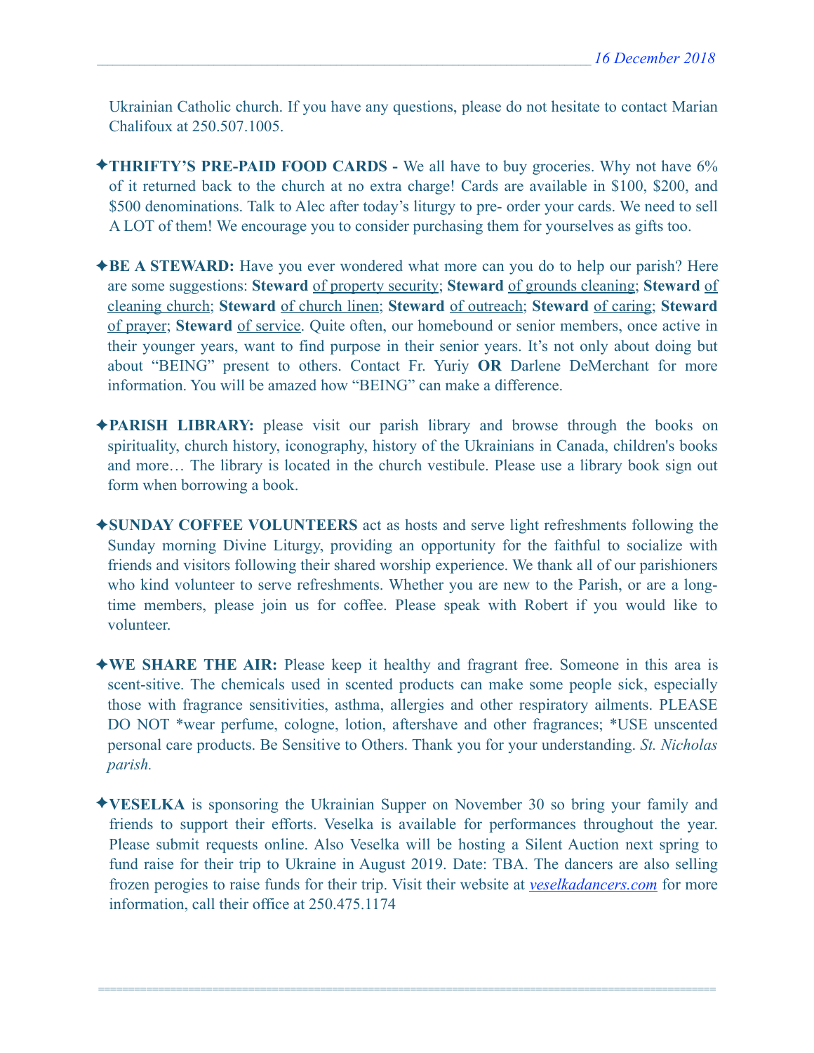Ukrainian Catholic church. If you have any questions, please do not hesitate to contact Marian Chalifoux at 250.507.1005.

✦**THRIFTY'S PRE-PAID FOOD CARDS -** We all have to buy groceries. Why not have 6% of it returned back to the church at no extra charge! Cards are available in $100, $200, and $500 denominations. Talk to Alec after today's liturgy to pre- order your cards. We need to sell A LOT of them! We encourage you to consider purchasing them for yourselves as gifts too.

✦**BE A STEWARD:** Have you ever wondered what more can you do to help our parish? Here are some suggestions: **Steward** of property security; **Steward** of grounds cleaning; **Steward** of cleaning church; **Steward** of church linen; **Steward** of outreach; **Steward** of caring; **Steward** of prayer; **Steward** of service. Quite often, our homebound or senior members, once active in their younger years, want to find purpose in their senior years. It's not only about doing but about "BEING" present to others. Contact Fr. Yuriy **OR** Darlene DeMerchant for more information. You will be amazed how "BEING" can make a difference.

✦**PARISH LIBRARY:** please visit our parish library and browse through the books on spirituality, church history, iconography, history of the Ukrainians in Canada, children's books and more… The library is located in the church vestibule. Please use a library book sign out form when borrowing a book.

✦**SUNDAY COFFEE VOLUNTEERS** act as hosts and serve light refreshments following the Sunday morning Divine Liturgy, providing an opportunity for the faithful to socialize with friends and visitors following their shared worship experience. We thank all of our parishioners who kind volunteer to serve refreshments. Whether you are new to the Parish, or are a long-time members, please join us for coffee. Please speak with Robert if you would like to volunteer.

✦**WE SHARE THE AIR:** Please keep it healthy and fragrant free. Someone in this area is scent-sitive. The chemicals used in scented products can make some people sick, especially those with fragrance sensitivities, asthma, allergies and other respiratory ailments. PLEASE DO NOT *wear perfume, cologne, lotion, aftershave and other fragrances; *USE unscented personal care products. Be Sensitive to Others. Thank you for your understanding. *St. Nicholas parish.*

✦**VESELKA** is sponsoring the Ukrainian Supper on November 30 so bring your family and friends to support their efforts. Veselka is available for performances throughout the year. Please submit requests online. Also Veselka will be hosting a Silent Auction next spring to fund raise for their trip to Ukraine in August 2019. Date: TBA. The dancers are also selling frozen perogies to raise funds for their trip. Visit their website at *veselkadancers.com* for more information, call their office at 250.475.1174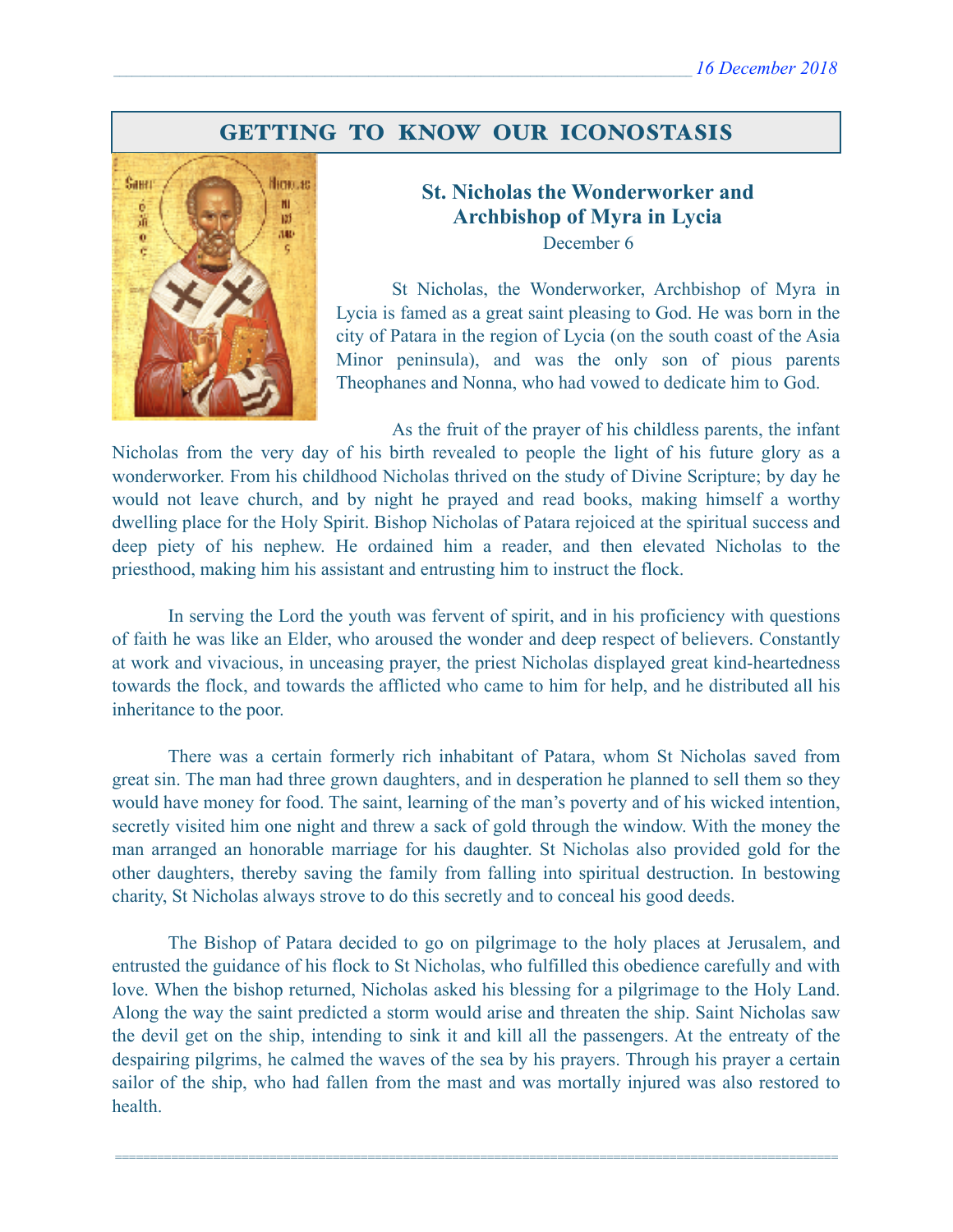## GETTING TO KNOW OUR ICONOSTASIS

### St. Nicholas the Wonderworker and Archbishop of Myra in Lycia

December 6

St Nicholas, the Wonderworker, Archbishop of Myra in Lycia is famed as a great saint pleasing to God. He was born in the city of Patara in the region of Lycia (on the south coast of the Asia Minor peninsula), and was the only son of pious parents Theophanes and Nonna, who had vowed to dedicate him to God.

As the fruit of the prayer of his childless parents, the infant Nicholas from the very day of his birth revealed to people the light of his future glory as a wonderworker. From his childhood Nicholas thrived on the study of Divine Scripture; by day he would not leave church, and by night he prayed and read books, making himself a worthy dwelling place for the Holy Spirit. Bishop Nicholas of Patara rejoiced at the spiritual success and deep piety of his nephew. He ordained him a reader, and then elevated Nicholas to the priesthood, making him his assistant and entrusting him to instruct the flock.

In serving the Lord the youth was fervent of spirit, and in his proficiency with questions of faith he was like an Elder, who aroused the wonder and deep respect of believers. Constantly at work and vivacious, in unceasing prayer, the priest Nicholas displayed great kind-heartedness towards the flock, and towards the afflicted who came to him for help, and he distributed all his inheritance to the poor.

There was a certain formerly rich inhabitant of Patara, whom St Nicholas saved from great sin. The man had three grown daughters, and in desperation he planned to sell them so they would have money for food. The saint, learning of the man's poverty and of his wicked intention, secretly visited him one night and threw a sack of gold through the window. With the money the man arranged an honorable marriage for his daughter. St Nicholas also provided gold for the other daughters, thereby saving the family from falling into spiritual destruction. In bestowing charity, St Nicholas always strove to do this secretly and to conceal his good deeds.

The Bishop of Patara decided to go on pilgrimage to the holy places at Jerusalem, and entrusted the guidance of his flock to St Nicholas, who fulfilled this obedience carefully and with love. When the bishop returned, Nicholas asked his blessing for a pilgrimage to the Holy Land. Along the way the saint predicted a storm would arise and threaten the ship. Saint Nicholas saw the devil get on the ship, intending to sink it and kill all the passengers. At the entreaty of the despairing pilgrims, he calmed the waves of the sea by his prayers. Through his prayer a certain sailor of the ship, who had fallen from the mast and was mortally injured was also restored to health.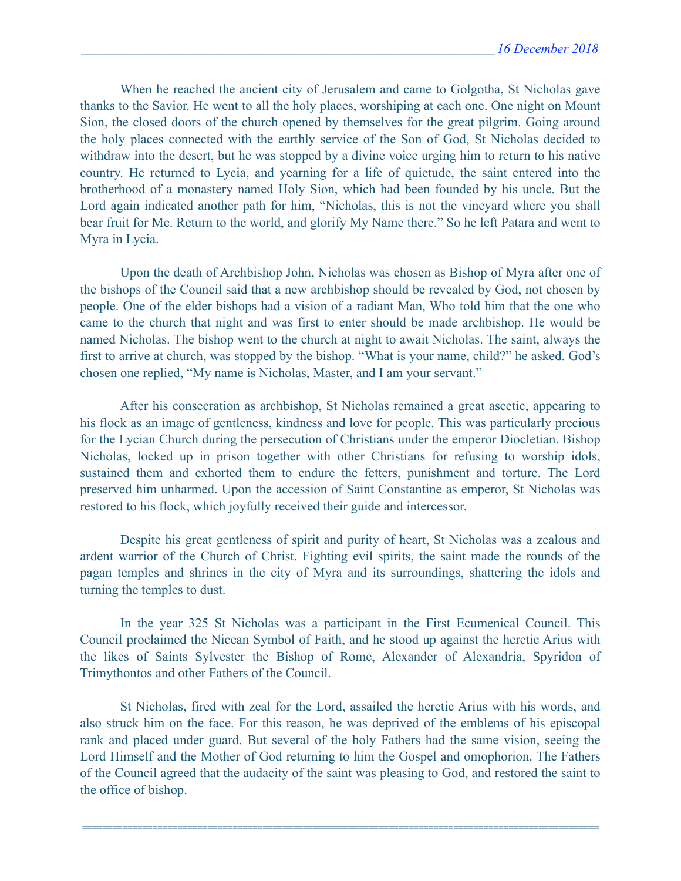When he reached the ancient city of Jerusalem and came to Golgotha, St Nicholas gave thanks to the Savior. He went to all the holy places, worshiping at each one. One night on Mount Sion, the closed doors of the church opened by themselves for the great pilgrim. Going around the holy places connected with the earthly service of the Son of God, St Nicholas decided to withdraw into the desert, but he was stopped by a divine voice urging him to return to his native country. He returned to Lycia, and yearning for a life of quietude, the saint entered into the brotherhood of a monastery named Holy Sion, which had been founded by his uncle. But the Lord again indicated another path for him, "Nicholas, this is not the vineyard where you shall bear fruit for Me. Return to the world, and glorify My Name there." So he left Patara and went to Myra in Lycia.

Upon the death of Archbishop John, Nicholas was chosen as Bishop of Myra after one of the bishops of the Council said that a new archbishop should be revealed by God, not chosen by people. One of the elder bishops had a vision of a radiant Man, Who told him that the one who came to the church that night and was first to enter should be made archbishop. He would be named Nicholas. The bishop went to the church at night to await Nicholas. The saint, always the first to arrive at church, was stopped by the bishop. "What is your name, child?" he asked. God's chosen one replied, "My name is Nicholas, Master, and I am your servant."

After his consecration as archbishop, St Nicholas remained a great ascetic, appearing to his flock as an image of gentleness, kindness and love for people. This was particularly precious for the Lycian Church during the persecution of Christians under the emperor Diocletian. Bishop Nicholas, locked up in prison together with other Christians for refusing to worship idols, sustained them and exhorted them to endure the fetters, punishment and torture. The Lord preserved him unharmed. Upon the accession of Saint Constantine as emperor, St Nicholas was restored to his flock, which joyfully received their guide and intercessor.

Despite his great gentleness of spirit and purity of heart, St Nicholas was a zealous and ardent warrior of the Church of Christ. Fighting evil spirits, the saint made the rounds of the pagan temples and shrines in the city of Myra and its surroundings, shattering the idols and turning the temples to dust.

In the year 325 St Nicholas was a participant in the First Ecumenical Council. This Council proclaimed the Nicean Symbol of Faith, and he stood up against the heretic Arius with the likes of Saints Sylvester the Bishop of Rome, Alexander of Alexandria, Spyridon of Trimythontos and other Fathers of the Council.

St Nicholas, fired with zeal for the Lord, assailed the heretic Arius with his words, and also struck him on the face. For this reason, he was deprived of the emblems of his episcopal rank and placed under guard. But several of the holy Fathers had the same vision, seeing the Lord Himself and the Mother of God returning to him the Gospel and omophorion. The Fathers of the Council agreed that the audacity of the saint was pleasing to God, and restored the saint to the office of bishop.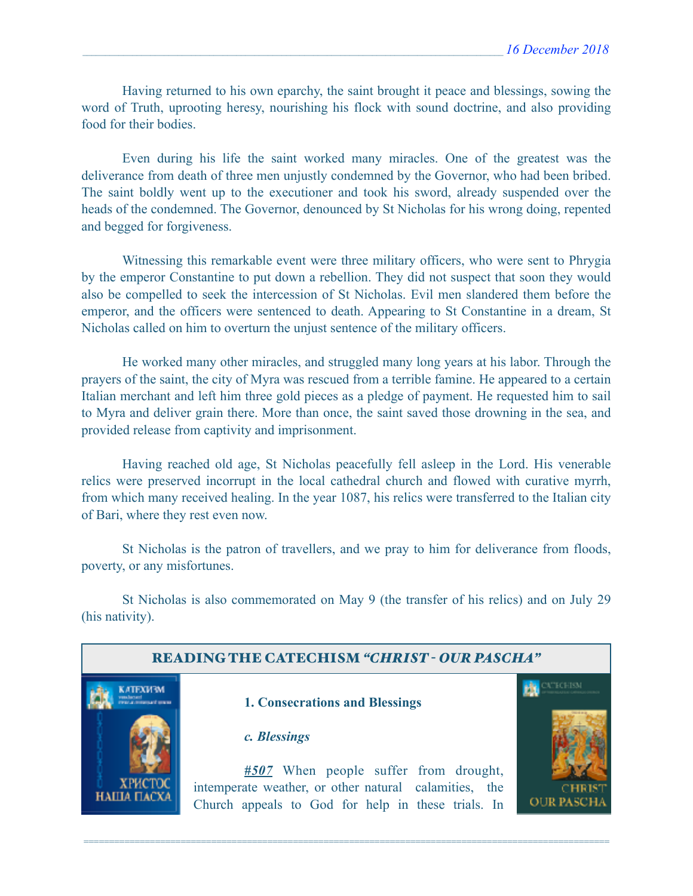Having returned to his own eparchy, the saint brought it peace and blessings, sowing the word of Truth, uprooting heresy, nourishing his flock with sound doctrine, and also providing food for their bodies.

Even during his life the saint worked many miracles. One of the greatest was the deliverance from death of three men unjustly condemned by the Governor, who had been bribed. The saint boldly went up to the executioner and took his sword, already suspended over the heads of the condemned. The Governor, denounced by St Nicholas for his wrong doing, repented and begged for forgiveness.

Witnessing this remarkable event were three military officers, who were sent to Phrygia by the emperor Constantine to put down a rebellion. They did not suspect that soon they would also be compelled to seek the intercession of St Nicholas. Evil men slandered them before the emperor, and the officers were sentenced to death. Appearing to St Constantine in a dream, St Nicholas called on him to overturn the unjust sentence of the military officers.

He worked many other miracles, and struggled many long years at his labor. Through the prayers of the saint, the city of Myra was rescued from a terrible famine. He appeared to a certain Italian merchant and left him three gold pieces as a pledge of payment. He requested him to sail to Myra and deliver grain there. More than once, the saint saved those drowning in the sea, and provided release from captivity and imprisonment.

Having reached old age, St Nicholas peacefully fell asleep in the Lord. His venerable relics were preserved incorrupt in the local cathedral church and flowed with curative myrrh, from which many received healing. In the year 1087, his relics were transferred to the Italian city of Bari, where they rest even now.

St Nicholas is the patron of travellers, and we pray to him for deliverance from floods, poverty, or any misfortunes.

St Nicholas is also commemorated on May 9 (the transfer of his relics) and on July 29 (his nativity).

## READING THE CATECHISM *"CHRIST - OUR PASCHA"*

**1. Consecrations and Blessings**

***c. Blessings***

***#507*** When people suffer from drought, intemperate weather, or other natural calamities, the Church appeals to God for help in these trials. In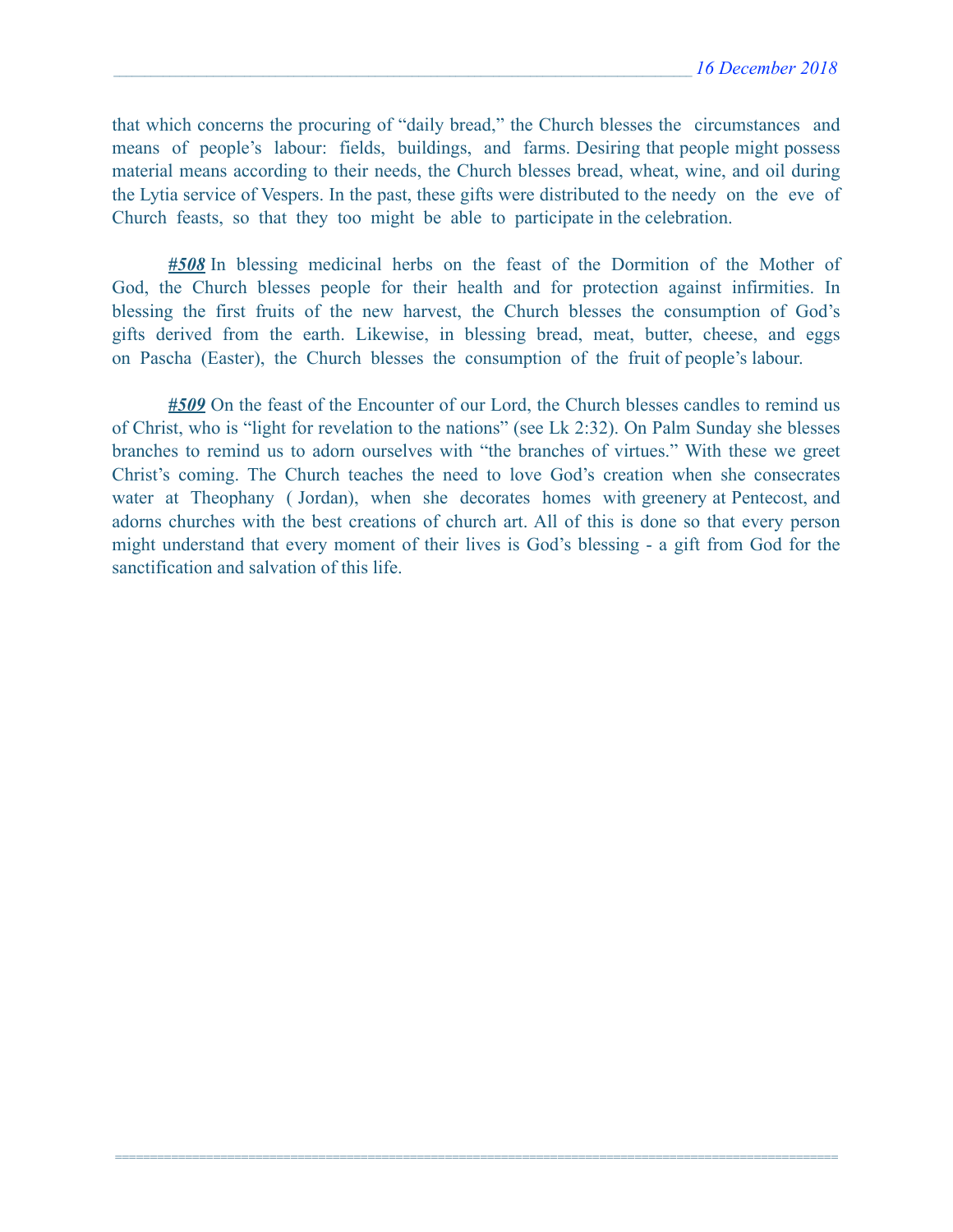that which concerns the procuring of "daily bread," the Church blesses the circumstances and means of people's labour: fields, buildings, and farms. Desiring that people might possess material means according to their needs, the Church blesses bread, wheat, wine, and oil during the Lytia service of Vespers. In the past, these gifts were distributed to the needy on the eve of Church feasts, so that they too might be able to participate in the celebration.

***#508*** In blessing medicinal herbs on the feast of the Dormition of the Mother of God, the Church blesses people for their health and for protection against infirmities. In blessing the first fruits of the new harvest, the Church blesses the consumption of God's gifts derived from the earth. Likewise, in blessing bread, meat, butter, cheese, and eggs on Pascha (Easter), the Church blesses the consumption of the fruit of people's labour.

***#509*** On the feast of the Encounter of our Lord, the Church blesses candles to remind us of Christ, who is "light for revelation to the nations" (see Lk 2:32). On Palm Sunday she blesses branches to remind us to adorn ourselves with "the branches of virtues." With these we greet Christ's coming. The Church teaches the need to love God's creation when she consecrates water at Theophany ( Jordan), when she decorates homes with greenery at Pentecost, and adorns churches with the best creations of church art. All of this is done so that every person might understand that every moment of their lives is God's blessing - a gift from God for the sanctification and salvation of this life.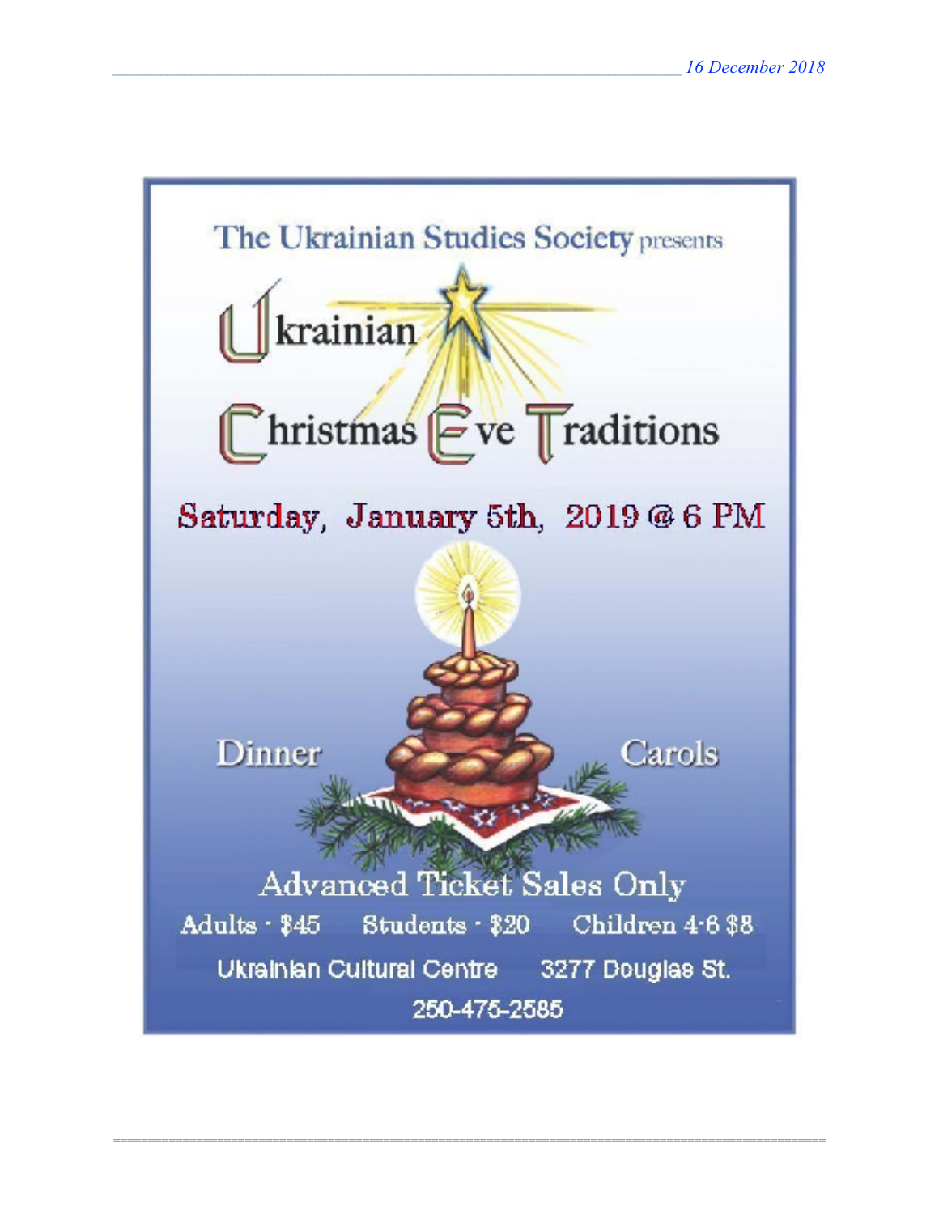The Ukrainian Studies Society presents

# Ukrainian Christmas Eve Traditions

**Saturday, January 5th, 2019 @ 6 PM**

Dinner

Carols

**Advanced Ticket Sales Only**

Adults - $45 Students - $20 Children 4-6 $8

Ukrainian Cultural Centre 3277 Douglas St.

250-475-2585